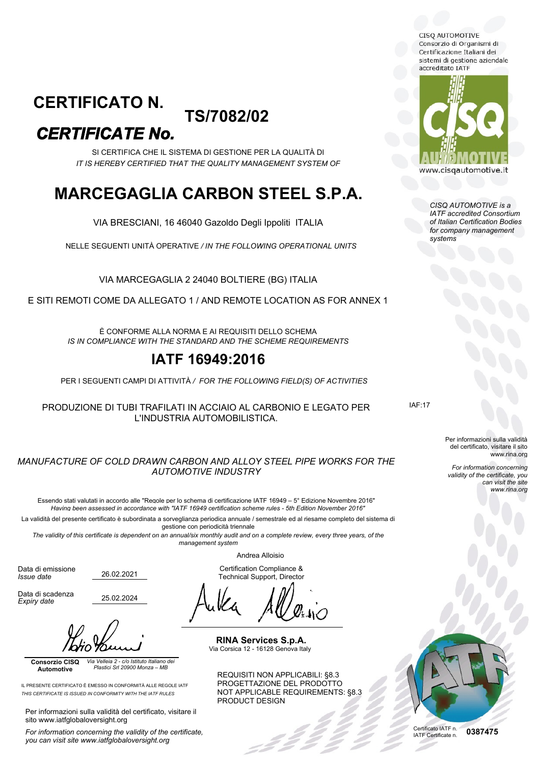CISQ AUTOMOTIVE
Consorzio di Organismi di Certificazione Italiani dei sistemi di gestione aziendale accreditato IATF

www.cisqautomotive.it

*CISQ AUTOMOTIVE is a IATF accredited Consortium of Italian Certification Bodies for company management systems*

# CERTIFICATO N. TS/7082/02
# *CERTIFICATE No.*

SI CERTIFICA CHE IL SISTEMA DI GESTIONE PER LA QUALITÀ DI
*IT IS HEREBY CERTIFIED THAT THE QUALITY MANAGEMENT SYSTEM OF*

# MARCEGAGLIA CARBON STEEL S.P.A.

VIA BRESCIANI, 16 46040 Gazoldo Degli Ippoliti ITALIA

NELLE SEGUENTI UNITÀ OPERATIVE / *IN THE FOLLOWING OPERATIONAL UNITS*

VIA MARCEGAGLIA 2 24040 BOLTIERE (BG) ITALIA

E SITI REMOTI COME DA ALLEGATO 1 / AND REMOTE LOCATION AS FOR ANNEX 1

È CONFORME ALLA NORMA E AI REQUISITI DELLO SCHEMA
*IS IN COMPLIANCE WITH THE STANDARD AND THE SCHEME REQUIREMENTS*

## IATF 16949:2016

PER I SEGUENTI CAMPI DI ATTIVITÀ / *FOR THE FOLLOWING FIELD(S) OF ACTIVITIES*

PRODUZIONE DI TUBI TRAFILATI IN ACCIAIO AL CARBONIO E LEGATO PER L'INDUSTRIA AUTOMOBILISTICA.

IAF:17

*MANUFACTURE OF COLD DRAWN CARBON AND ALLOY STEEL PIPE WORKS FOR THE AUTOMOTIVE INDUSTRY*

Per informazioni sulla validità del certificato, visitare il sito www.rina.org

*For information concerning validity of the certificate, you can visit the site www.rina.org*

Essendo stati valutati in accordo alle "Regole per lo schema di certificazione IATF 16949 – 5° Edizione Novembre 2016"
*Having been assessed in accordance with "IATF 16949 certification scheme rules - 5th Edition November 2016"*

La validità del presente certificato è subordinata a sorveglianza periodica annuale / semestrale ed al riesame completo del sistema di gestione con periodicità triennale

*The validity of this certificate is dependent on an annual/six monthly audit and on a complete review, every three years, of the management system*

Data di emissione / *Issue date*: 26.02.2021

Data di scadenza / *Expiry date*: 25.02.2024

Andrea Alloisio
Certification Compliance & Technical Support, Director

**RINA Services S.p.A.**
Via Corsica 12 - 16128 Genova Italy

**Consorzio CISQ Automotive**
*Via Velleia 2 - c/o Istituto Italiano dei Plastici Srl 20900 Monza – MB*

IL PRESENTE CERTIFICATO È EMESSO IN CONFORMITÀ ALLE REGOLE IATF
*THIS CERTIFICATE IS ISSUED IN CONFORMITY WITH THE IATF RULES*

REQUISITI NON APPLICABILI: §8.3 PROGETTAZIONE DEL PRODOTTO
NOT APPLICABLE REQUIREMENTS: §8.3 PRODUCT DESIGN

Per informazioni sulla validità del certificato, visitare il sito www.iatfglobaloversight.org

*For information concerning the validity of the certificate, you can visit site www.iatfglobaloversight.org*

Certificato IATF n. / IATF Certificate n. **0387475**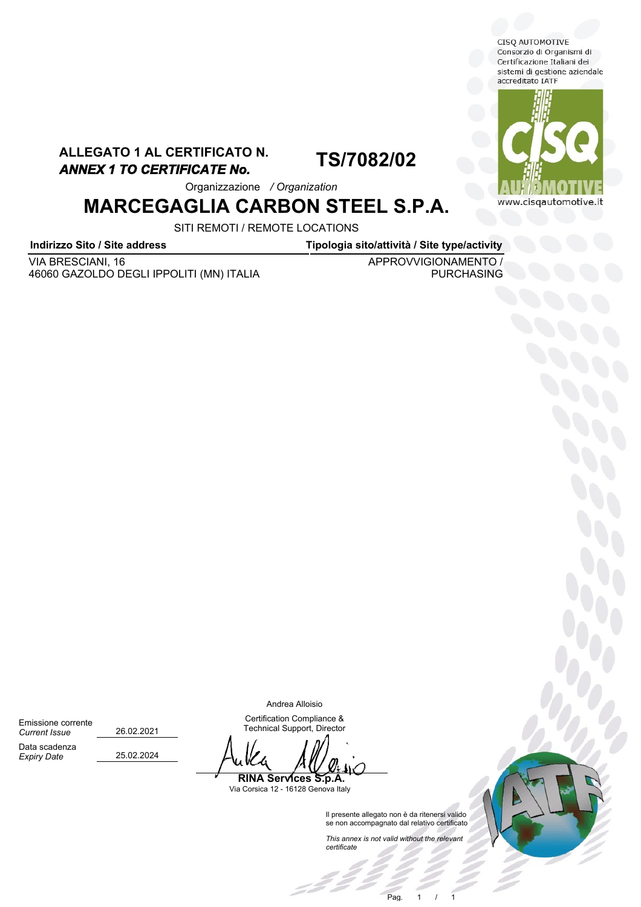CISQ AUTOMOTIVE
Consorzio di Organismi di Certificazione Italiani dei sistemi di gestione aziendale accreditato IATF

www.cisqautomotive.it

## ALLEGATO 1 AL CERTIFICATO N. *ANNEX 1 TO CERTIFICATE No.* TS/7082/02

Organizzazione */ Organization*

# MARCEGAGLIA CARBON STEEL S.P.A.

SITI REMOTI / REMOTE LOCATIONS

| Indirizzo Sito / Site address | Tipologia sito/attività / Site type/activity |
| --- | --- |
| VIA BRESCIANI, 16<br>46060 GAZOLDO DEGLI IPPOLITI (MN) ITALIA | APPROVVIGIONAMENTO / PURCHASING |

Emissione corrente *Current Issue* 26.02.2021

Data scadenza *Expiry Date* 25.02.2024

Andrea Alloisio
Certification Compliance & Technical Support, Director

**RINA Services S.p.A.**
Via Corsica 12 - 16128 Genova Italy

Il presente allegato non è da ritenersi valido se non accompagnato dal relativo certificato

*This annex is not valid without the relevant certificate*